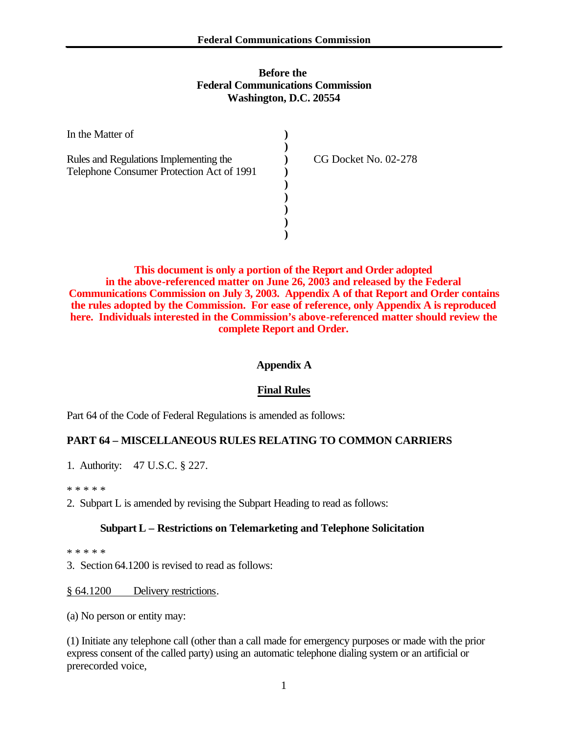**Before the**
**Federal Communications Commission**
**Washington, D.C. 20554**

| In the Matter of | | |
|---|---|---|
| Rules and Regulations Implementing the Telephone Consumer Protection Act of 1991 | ) | CG Docket No. 02-278 |

**This document is only a portion of the Report and Order adopted in the above-referenced matter on June 26, 2003 and released by the Federal Communications Commission on July 3, 2003. Appendix A of that Report and Order contains the rules adopted by the Commission. For ease of reference, only Appendix A is reproduced here. Individuals interested in the Commission's above-referenced matter should review the complete Report and Order.**

## Appendix A

## Final Rules

Part 64 of the Code of Federal Regulations is amended as follows:

### PART 64 – MISCELLANEOUS RULES RELATING TO COMMON CARRIERS

1. Authority: 47 U.S.C. § 227.

\* \* \* \* \*

2. Subpart L is amended by revising the Subpart Heading to read as follows:

**Subpart L – Restrictions on Telemarketing and Telephone Solicitation**

\* \* \* \* \*

3. Section 64.1200 is revised to read as follows:

§ 64.1200 Delivery restrictions.

(a) No person or entity may:

(1) Initiate any telephone call (other than a call made for emergency purposes or made with the prior express consent of the called party) using an automatic telephone dialing system or an artificial or prerecorded voice,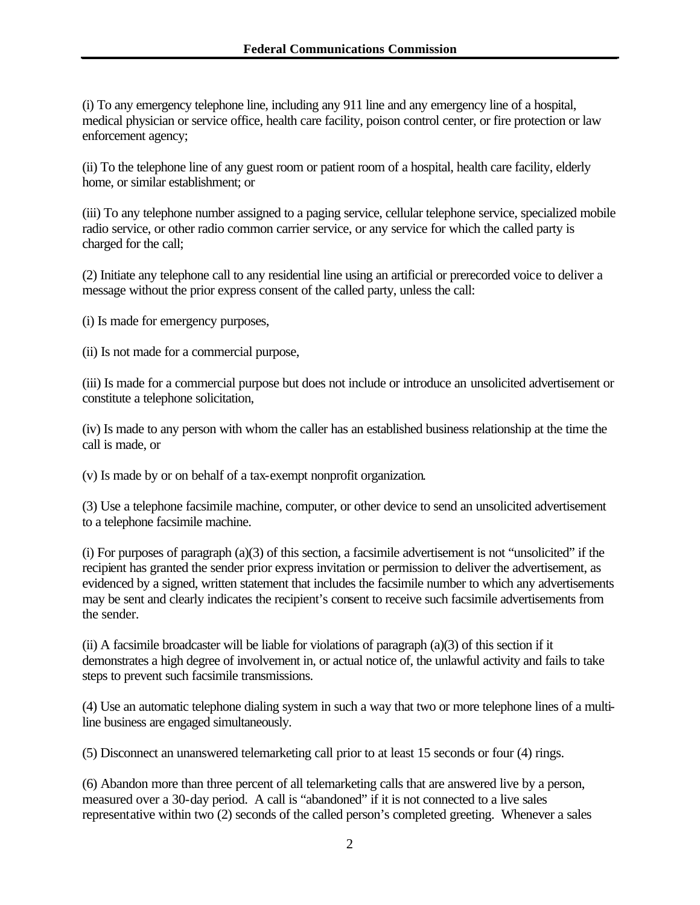(i) To any emergency telephone line, including any 911 line and any emergency line of a hospital, medical physician or service office, health care facility, poison control center, or fire protection or law enforcement agency;

(ii) To the telephone line of any guest room or patient room of a hospital, health care facility, elderly home, or similar establishment; or

(iii) To any telephone number assigned to a paging service, cellular telephone service, specialized mobile radio service, or other radio common carrier service, or any service for which the called party is charged for the call;

(2) Initiate any telephone call to any residential line using an artificial or prerecorded voice to deliver a message without the prior express consent of the called party, unless the call:

(i) Is made for emergency purposes,

(ii) Is not made for a commercial purpose,

(iii) Is made for a commercial purpose but does not include or introduce an unsolicited advertisement or constitute a telephone solicitation,

(iv) Is made to any person with whom the caller has an established business relationship at the time the call is made, or

(v) Is made by or on behalf of a tax-exempt nonprofit organization.

(3) Use a telephone facsimile machine, computer, or other device to send an unsolicited advertisement to a telephone facsimile machine.

(i) For purposes of paragraph (a)(3) of this section, a facsimile advertisement is not "unsolicited" if the recipient has granted the sender prior express invitation or permission to deliver the advertisement, as evidenced by a signed, written statement that includes the facsimile number to which any advertisements may be sent and clearly indicates the recipient's consent to receive such facsimile advertisements from the sender.

(ii) A facsimile broadcaster will be liable for violations of paragraph (a)(3) of this section if it demonstrates a high degree of involvement in, or actual notice of, the unlawful activity and fails to take steps to prevent such facsimile transmissions.

(4) Use an automatic telephone dialing system in such a way that two or more telephone lines of a multi-line business are engaged simultaneously.

(5) Disconnect an unanswered telemarketing call prior to at least 15 seconds or four (4) rings.

(6) Abandon more than three percent of all telemarketing calls that are answered live by a person, measured over a 30-day period. A call is "abandoned" if it is not connected to a live sales representative within two (2) seconds of the called person's completed greeting. Whenever a sales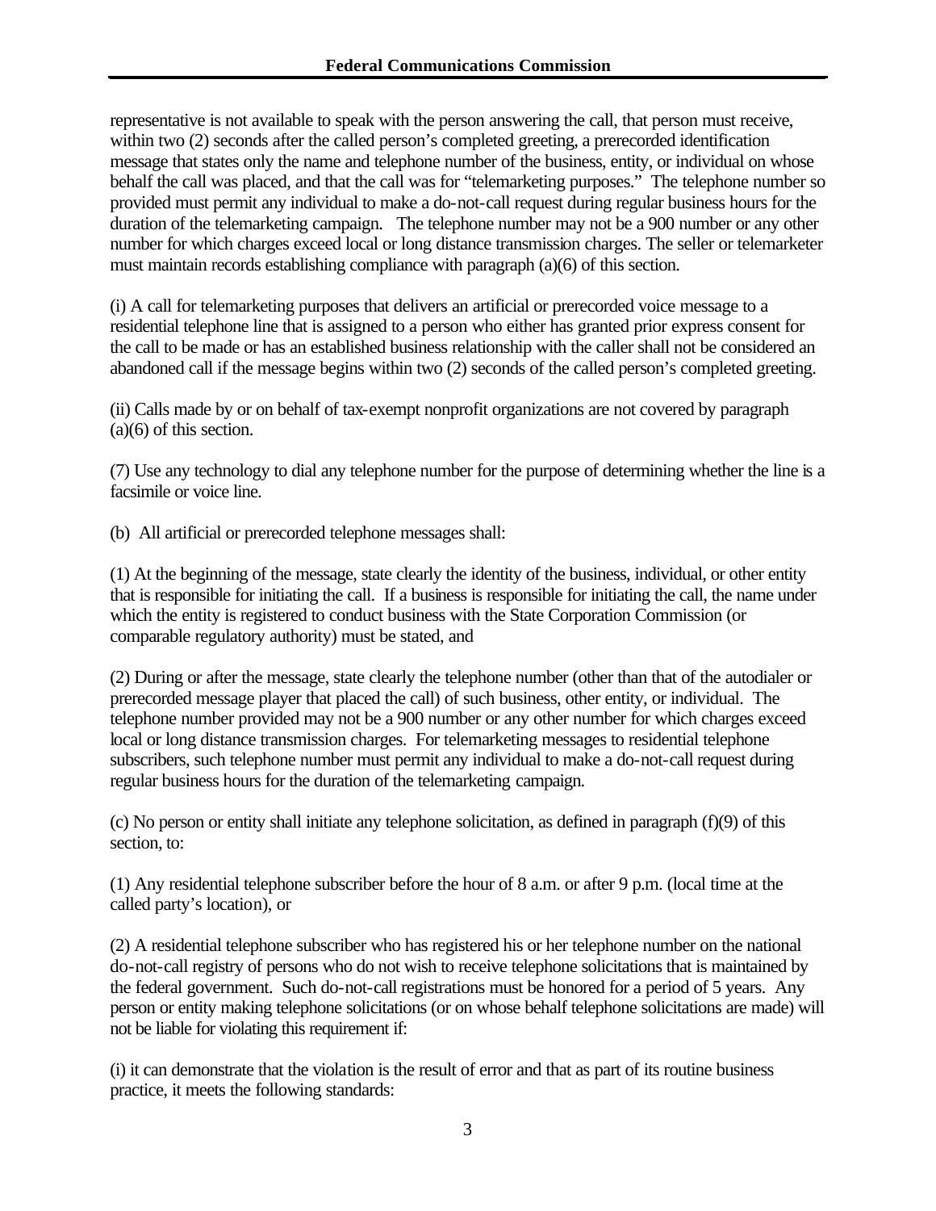representative is not available to speak with the person answering the call, that person must receive, within two (2) seconds after the called person's completed greeting, a prerecorded identification message that states only the name and telephone number of the business, entity, or individual on whose behalf the call was placed, and that the call was for "telemarketing purposes." The telephone number so provided must permit any individual to make a do-not-call request during regular business hours for the duration of the telemarketing campaign. The telephone number may not be a 900 number or any other number for which charges exceed local or long distance transmission charges. The seller or telemarketer must maintain records establishing compliance with paragraph (a)(6) of this section.

(i) A call for telemarketing purposes that delivers an artificial or prerecorded voice message to a residential telephone line that is assigned to a person who either has granted prior express consent for the call to be made or has an established business relationship with the caller shall not be considered an abandoned call if the message begins within two (2) seconds of the called person's completed greeting.

(ii) Calls made by or on behalf of tax-exempt nonprofit organizations are not covered by paragraph (a)(6) of this section.

(7) Use any technology to dial any telephone number for the purpose of determining whether the line is a facsimile or voice line.

(b) All artificial or prerecorded telephone messages shall:

(1) At the beginning of the message, state clearly the identity of the business, individual, or other entity that is responsible for initiating the call. If a business is responsible for initiating the call, the name under which the entity is registered to conduct business with the State Corporation Commission (or comparable regulatory authority) must be stated, and

(2) During or after the message, state clearly the telephone number (other than that of the autodialer or prerecorded message player that placed the call) of such business, other entity, or individual. The telephone number provided may not be a 900 number or any other number for which charges exceed local or long distance transmission charges. For telemarketing messages to residential telephone subscribers, such telephone number must permit any individual to make a do-not-call request during regular business hours for the duration of the telemarketing campaign.

(c) No person or entity shall initiate any telephone solicitation, as defined in paragraph (f)(9) of this section, to:

(1) Any residential telephone subscriber before the hour of 8 a.m. or after 9 p.m. (local time at the called party's location), or

(2) A residential telephone subscriber who has registered his or her telephone number on the national do-not-call registry of persons who do not wish to receive telephone solicitations that is maintained by the federal government. Such do-not-call registrations must be honored for a period of 5 years. Any person or entity making telephone solicitations (or on whose behalf telephone solicitations are made) will not be liable for violating this requirement if:

(i) it can demonstrate that the violation is the result of error and that as part of its routine business practice, it meets the following standards: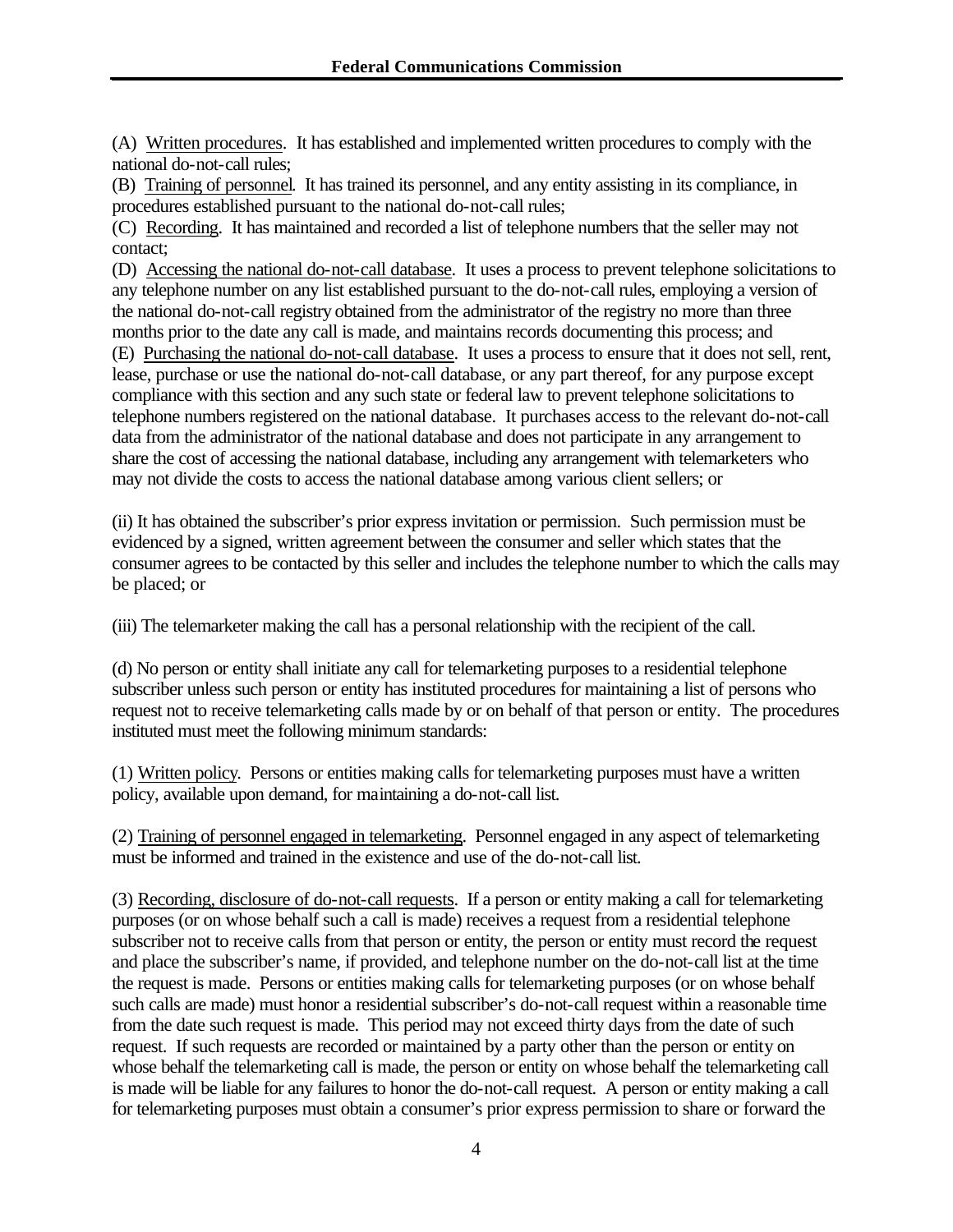(A) Written procedures. It has established and implemented written procedures to comply with the national do-not-call rules;

(B) Training of personnel. It has trained its personnel, and any entity assisting in its compliance, in procedures established pursuant to the national do-not-call rules;

(C) Recording. It has maintained and recorded a list of telephone numbers that the seller may not contact;

(D) Accessing the national do-not-call database. It uses a process to prevent telephone solicitations to any telephone number on any list established pursuant to the do-not-call rules, employing a version of the national do-not-call registry obtained from the administrator of the registry no more than three months prior to the date any call is made, and maintains records documenting this process; and

(E) Purchasing the national do-not-call database. It uses a process to ensure that it does not sell, rent, lease, purchase or use the national do-not-call database, or any part thereof, for any purpose except compliance with this section and any such state or federal law to prevent telephone solicitations to telephone numbers registered on the national database. It purchases access to the relevant do-not-call data from the administrator of the national database and does not participate in any arrangement to share the cost of accessing the national database, including any arrangement with telemarketers who may not divide the costs to access the national database among various client sellers; or

(ii) It has obtained the subscriber's prior express invitation or permission. Such permission must be evidenced by a signed, written agreement between the consumer and seller which states that the consumer agrees to be contacted by this seller and includes the telephone number to which the calls may be placed; or

(iii) The telemarketer making the call has a personal relationship with the recipient of the call.

(d) No person or entity shall initiate any call for telemarketing purposes to a residential telephone subscriber unless such person or entity has instituted procedures for maintaining a list of persons who request not to receive telemarketing calls made by or on behalf of that person or entity. The procedures instituted must meet the following minimum standards:

(1) Written policy. Persons or entities making calls for telemarketing purposes must have a written policy, available upon demand, for maintaining a do-not-call list.

(2) Training of personnel engaged in telemarketing. Personnel engaged in any aspect of telemarketing must be informed and trained in the existence and use of the do-not-call list.

(3) Recording, disclosure of do-not-call requests. If a person or entity making a call for telemarketing purposes (or on whose behalf such a call is made) receives a request from a residential telephone subscriber not to receive calls from that person or entity, the person or entity must record the request and place the subscriber's name, if provided, and telephone number on the do-not-call list at the time the request is made. Persons or entities making calls for telemarketing purposes (or on whose behalf such calls are made) must honor a residential subscriber's do-not-call request within a reasonable time from the date such request is made. This period may not exceed thirty days from the date of such request. If such requests are recorded or maintained by a party other than the person or entity on whose behalf the telemarketing call is made, the person or entity on whose behalf the telemarketing call is made will be liable for any failures to honor the do-not-call request. A person or entity making a call for telemarketing purposes must obtain a consumer's prior express permission to share or forward the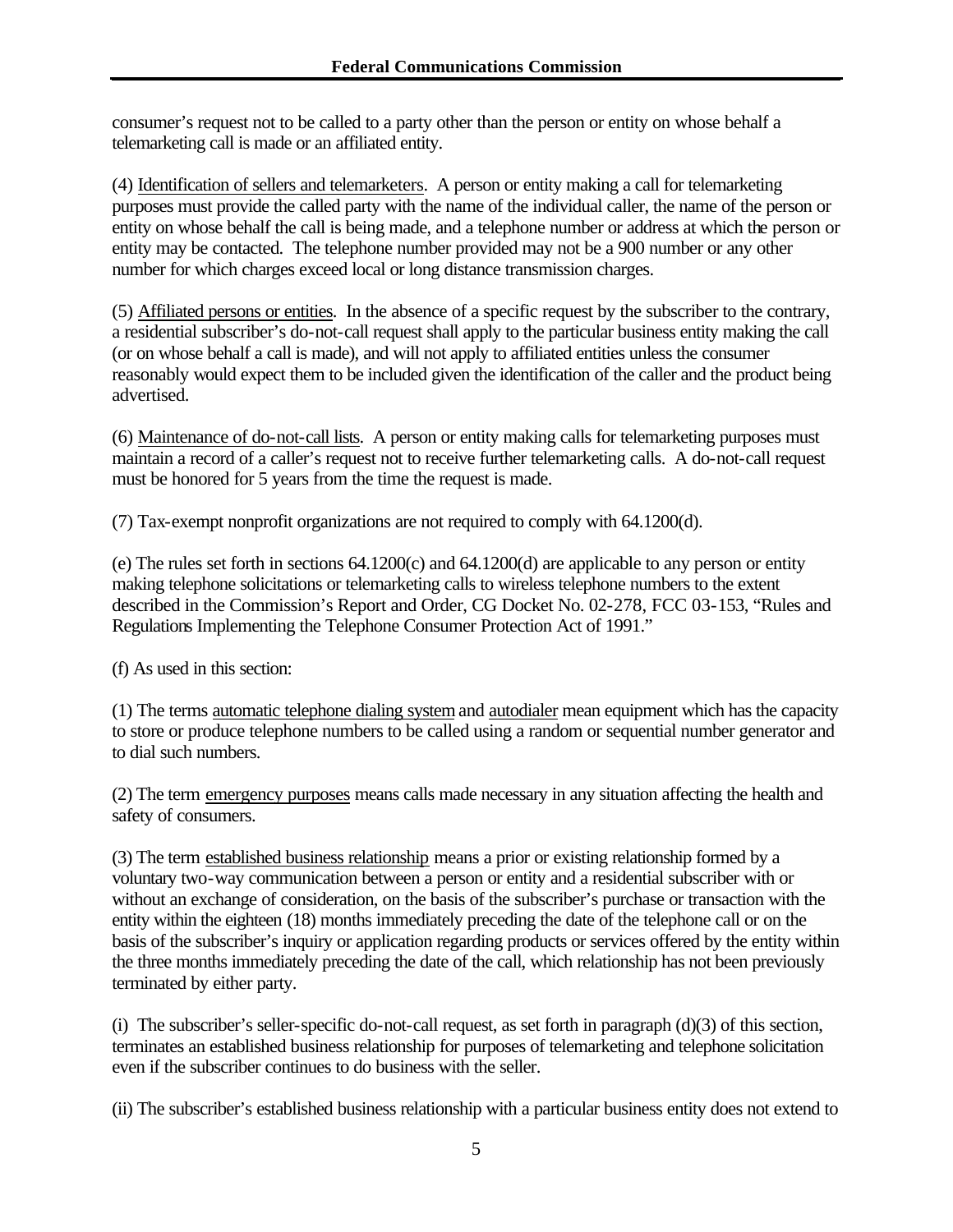consumer's request not to be called to a party other than the person or entity on whose behalf a telemarketing call is made or an affiliated entity.

(4) Identification of sellers and telemarketers. A person or entity making a call for telemarketing purposes must provide the called party with the name of the individual caller, the name of the person or entity on whose behalf the call is being made, and a telephone number or address at which the person or entity may be contacted. The telephone number provided may not be a 900 number or any other number for which charges exceed local or long distance transmission charges.

(5) Affiliated persons or entities. In the absence of a specific request by the subscriber to the contrary, a residential subscriber's do-not-call request shall apply to the particular business entity making the call (or on whose behalf a call is made), and will not apply to affiliated entities unless the consumer reasonably would expect them to be included given the identification of the caller and the product being advertised.

(6) Maintenance of do-not-call lists. A person or entity making calls for telemarketing purposes must maintain a record of a caller's request not to receive further telemarketing calls. A do-not-call request must be honored for 5 years from the time the request is made.

(7) Tax-exempt nonprofit organizations are not required to comply with 64.1200(d).

(e) The rules set forth in sections 64.1200(c) and 64.1200(d) are applicable to any person or entity making telephone solicitations or telemarketing calls to wireless telephone numbers to the extent described in the Commission's Report and Order, CG Docket No. 02-278, FCC 03-153, "Rules and Regulations Implementing the Telephone Consumer Protection Act of 1991."

(f) As used in this section:

(1) The terms automatic telephone dialing system and autodialer mean equipment which has the capacity to store or produce telephone numbers to be called using a random or sequential number generator and to dial such numbers.

(2) The term emergency purposes means calls made necessary in any situation affecting the health and safety of consumers.

(3) The term established business relationship means a prior or existing relationship formed by a voluntary two-way communication between a person or entity and a residential subscriber with or without an exchange of consideration, on the basis of the subscriber's purchase or transaction with the entity within the eighteen (18) months immediately preceding the date of the telephone call or on the basis of the subscriber's inquiry or application regarding products or services offered by the entity within the three months immediately preceding the date of the call, which relationship has not been previously terminated by either party.

(i) The subscriber's seller-specific do-not-call request, as set forth in paragraph (d)(3) of this section, terminates an established business relationship for purposes of telemarketing and telephone solicitation even if the subscriber continues to do business with the seller.

(ii) The subscriber's established business relationship with a particular business entity does not extend to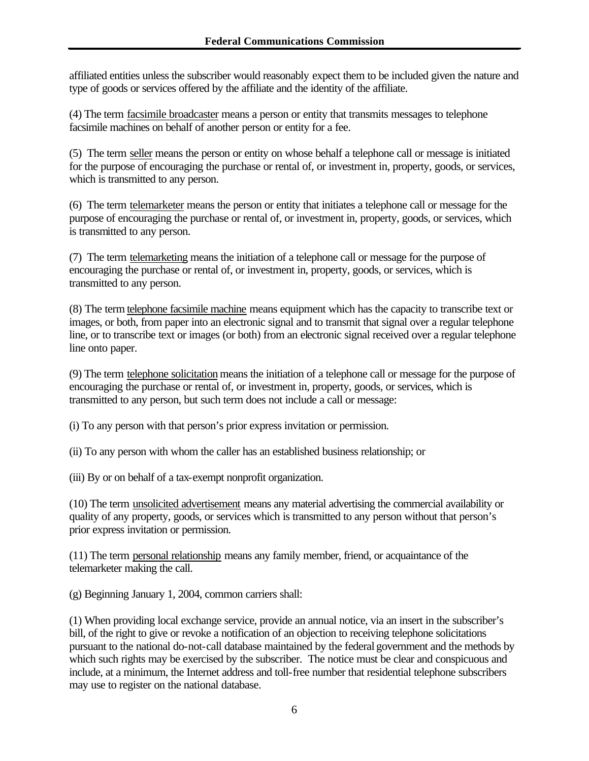affiliated entities unless the subscriber would reasonably expect them to be included given the nature and type of goods or services offered by the affiliate and the identity of the affiliate.

(4) The term facsimile broadcaster means a person or entity that transmits messages to telephone facsimile machines on behalf of another person or entity for a fee.

(5) The term seller means the person or entity on whose behalf a telephone call or message is initiated for the purpose of encouraging the purchase or rental of, or investment in, property, goods, or services, which is transmitted to any person.

(6) The term telemarketer means the person or entity that initiates a telephone call or message for the purpose of encouraging the purchase or rental of, or investment in, property, goods, or services, which is transmitted to any person.

(7) The term telemarketing means the initiation of a telephone call or message for the purpose of encouraging the purchase or rental of, or investment in, property, goods, or services, which is transmitted to any person.

(8) The term telephone facsimile machine means equipment which has the capacity to transcribe text or images, or both, from paper into an electronic signal and to transmit that signal over a regular telephone line, or to transcribe text or images (or both) from an electronic signal received over a regular telephone line onto paper.

(9) The term telephone solicitation means the initiation of a telephone call or message for the purpose of encouraging the purchase or rental of, or investment in, property, goods, or services, which is transmitted to any person, but such term does not include a call or message:

(i) To any person with that person's prior express invitation or permission.

(ii) To any person with whom the caller has an established business relationship; or

(iii) By or on behalf of a tax-exempt nonprofit organization.

(10) The term unsolicited advertisement means any material advertising the commercial availability or quality of any property, goods, or services which is transmitted to any person without that person's prior express invitation or permission.

(11) The term personal relationship means any family member, friend, or acquaintance of the telemarketer making the call.

(g) Beginning January 1, 2004, common carriers shall:

(1) When providing local exchange service, provide an annual notice, via an insert in the subscriber's bill, of the right to give or revoke a notification of an objection to receiving telephone solicitations pursuant to the national do-not-call database maintained by the federal government and the methods by which such rights may be exercised by the subscriber. The notice must be clear and conspicuous and include, at a minimum, the Internet address and toll-free number that residential telephone subscribers may use to register on the national database.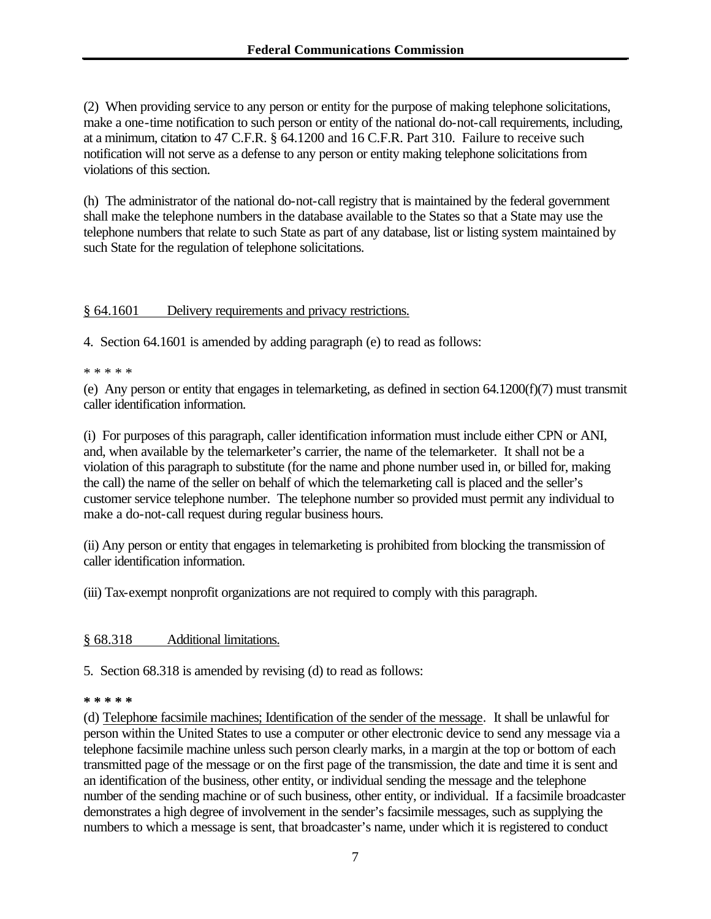(2) When providing service to any person or entity for the purpose of making telephone solicitations, make a one-time notification to such person or entity of the national do-not-call requirements, including, at a minimum, citation to 47 C.F.R. § 64.1200 and 16 C.F.R. Part 310. Failure to receive such notification will not serve as a defense to any person or entity making telephone solicitations from violations of this section.

(h) The administrator of the national do-not-call registry that is maintained by the federal government shall make the telephone numbers in the database available to the States so that a State may use the telephone numbers that relate to such State as part of any database, list or listing system maintained by such State for the regulation of telephone solicitations.

§ 64.1601 Delivery requirements and privacy restrictions.

4. Section 64.1601 is amended by adding paragraph (e) to read as follows:

* * * * *

(e) Any person or entity that engages in telemarketing, as defined in section 64.1200(f)(7) must transmit caller identification information.

(i) For purposes of this paragraph, caller identification information must include either CPN or ANI, and, when available by the telemarketer's carrier, the name of the telemarketer. It shall not be a violation of this paragraph to substitute (for the name and phone number used in, or billed for, making the call) the name of the seller on behalf of which the telemarketing call is placed and the seller's customer service telephone number. The telephone number so provided must permit any individual to make a do-not-call request during regular business hours.

(ii) Any person or entity that engages in telemarketing is prohibited from blocking the transmission of caller identification information.

(iii) Tax-exempt nonprofit organizations are not required to comply with this paragraph.

§ 68.318 Additional limitations.

5. Section 68.318 is amended by revising (d) to read as follows:

**\* \* \* \* \***

(d) Telephone facsimile machines; Identification of the sender of the message. It shall be unlawful for person within the United States to use a computer or other electronic device to send any message via a telephone facsimile machine unless such person clearly marks, in a margin at the top or bottom of each transmitted page of the message or on the first page of the transmission, the date and time it is sent and an identification of the business, other entity, or individual sending the message and the telephone number of the sending machine or of such business, other entity, or individual. If a facsimile broadcaster demonstrates a high degree of involvement in the sender's facsimile messages, such as supplying the numbers to which a message is sent, that broadcaster's name, under which it is registered to conduct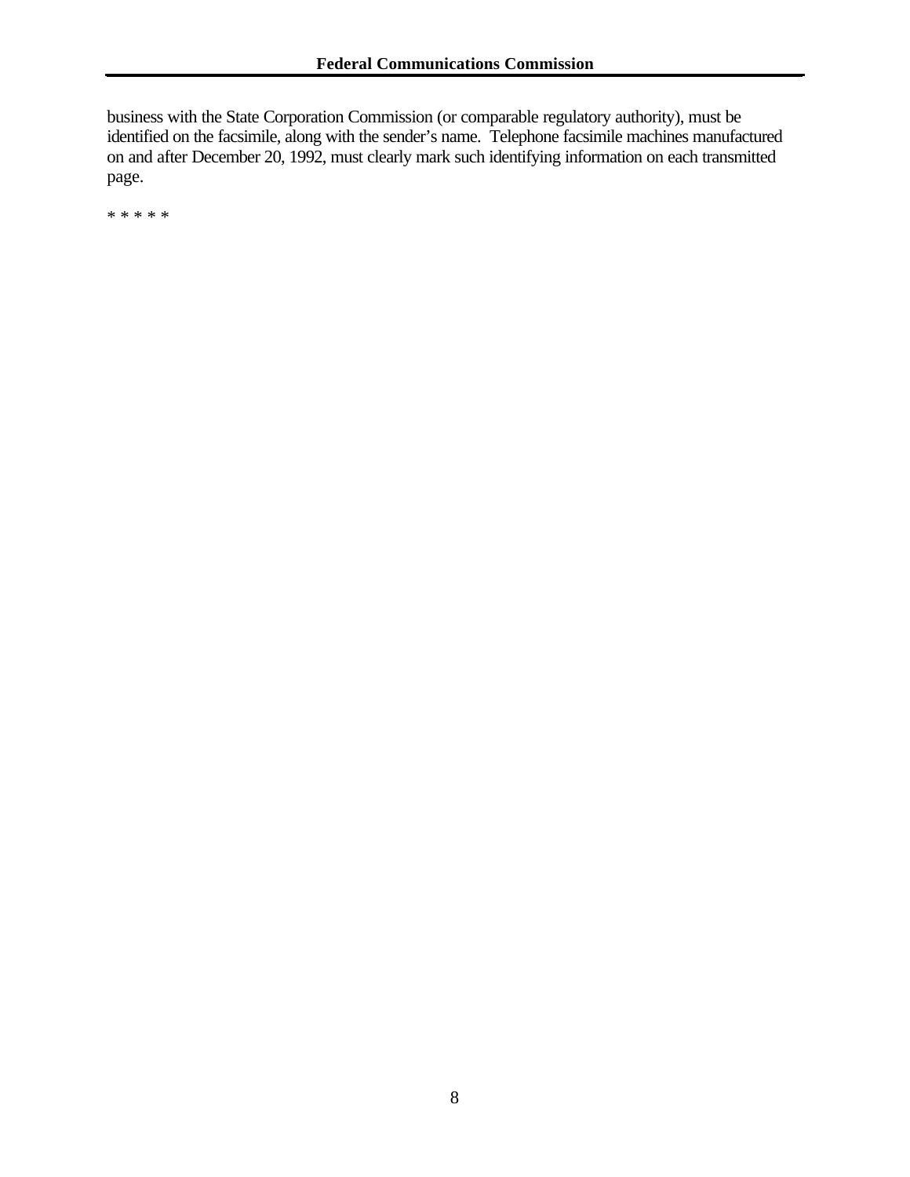business with the State Corporation Commission (or comparable regulatory authority), must be identified on the facsimile, along with the sender's name. Telephone facsimile machines manufactured on and after December 20, 1992, must clearly mark such identifying information on each transmitted page.

* * * * *